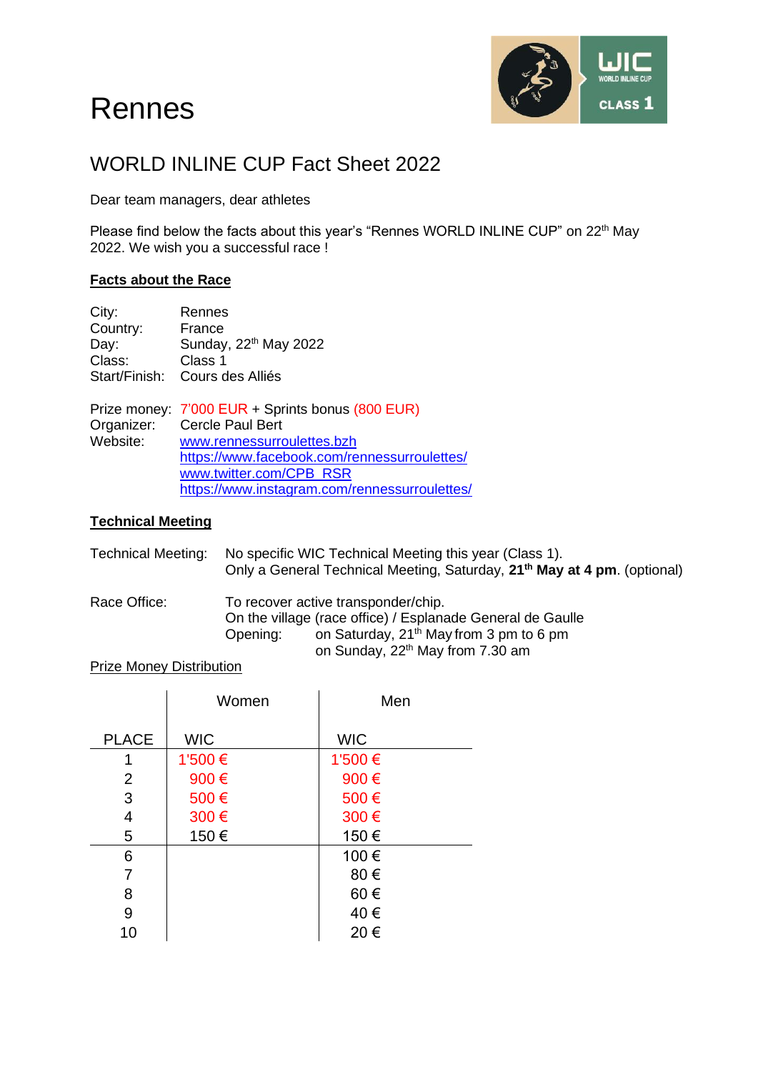# Rennes

## WORLD INLINE CUP Fact Sheet 2022

Dear team managers, dear athletes

Please find below the facts about this year's "Rennes WORLD INLINE CUP" on 22th May 2022. We wish you a successful race !

**Facts about the Race**

City: Rennes
Country: France
Day: Sunday, 22th May 2022
Class: Class 1
Start/Finish: Cours des Alliés

Prize money: 7'000 EUR + Sprints bonus (800 EUR)
Organizer: Cercle Paul Bert
Website: www.rennessurroulettes.bzh
https://www.facebook.com/rennessurroulettes/
www.twitter.com/CPB_RSR
https://www.instagram.com/rennessurroulettes/

**Technical Meeting**

Technical Meeting: No specific WIC Technical Meeting this year (Class 1).
Only a General Technical Meeting, Saturday, **21th May at 4 pm**. (optional)

Race Office: To recover active transponder/chip.
On the village (race office) / Esplanade General de Gaulle
Opening: on Saturday, 21th May from 3 pm to 6 pm
on Sunday, 22th May from 7.30 am

Prize Money Distribution

| | Women | Men |
|---|---|---|
| PLACE | WIC | WIC |
| 1 | 1'500 € | 1'500 € |
| 2 | 900 € | 900 € |
| 3 | 500 € | 500 € |
| 4 | 300 € | 300 € |
| 5 | 150 € | 150 € |
| 6 | | 100 € |
| 7 | | 80 € |
| 8 | | 60 € |
| 9 | | 40 € |
| 10 | | 20 € |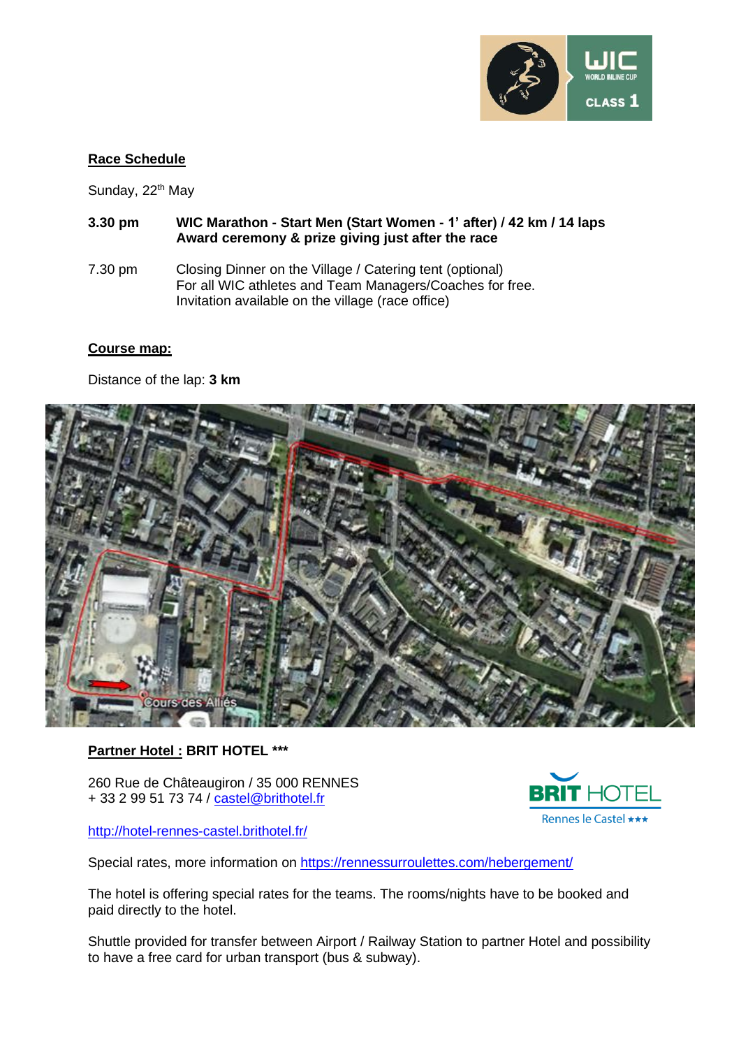## Race Schedule

Sunday, 22th May

**3.30 pm** **WIC Marathon - Start Men (Start Women - 1' after) / 42 km / 14 laps**
**Award ceremony & prize giving just after the race**

7.30 pm Closing Dinner on the Village / Catering tent (optional)
For all WIC athletes and Team Managers/Coaches for free.
Invitation available on the village (race office)

## Course map:

Distance of the lap: **3 km**

## Partner Hotel : BRIT HOTEL ***

260 Rue de Châteaugiron / 35 000 RENNES
+ 33 2 99 51 73 74 / castel@brithotel.fr

http://hotel-rennes-castel.brithotel.fr/

Special rates, more information on https://rennessurroulettes.com/hebergement/

The hotel is offering special rates for the teams. The rooms/nights have to be booked and paid directly to the hotel.

Shuttle provided for transfer between Airport / Railway Station to partner Hotel and possibility to have a free card for urban transport (bus & subway).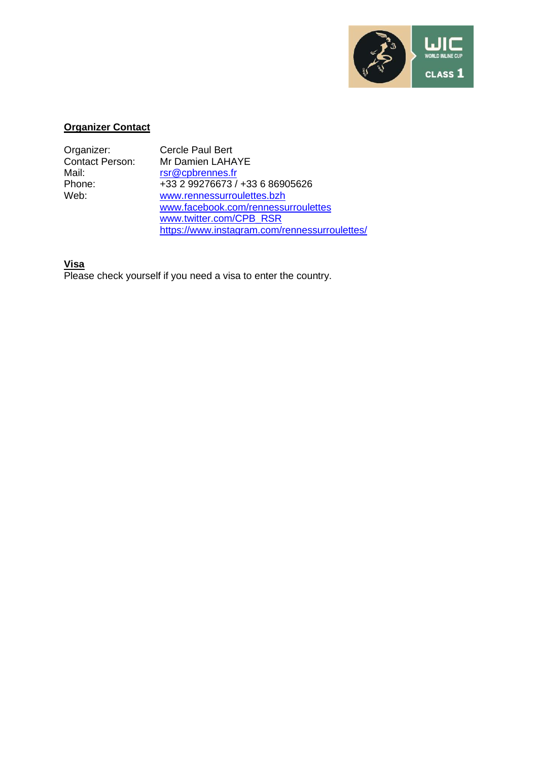## Organizer Contact

| | |
|---|---|
| Organizer: | Cercle Paul Bert |
| Contact Person: | Mr Damien LAHAYE |
| Mail: | rsr@cpbrennes.fr |
| Phone: | +33 2 99276673 / +33 6 86905626 |
| Web: | www.rennessurroulettes.bzh |
| | www.facebook.com/rennessurroulettes |
| | www.twitter.com/CPB_RSR |
| | https://www.instagram.com/rennessurroulettes/ |

## Visa

Please check yourself if you need a visa to enter the country.